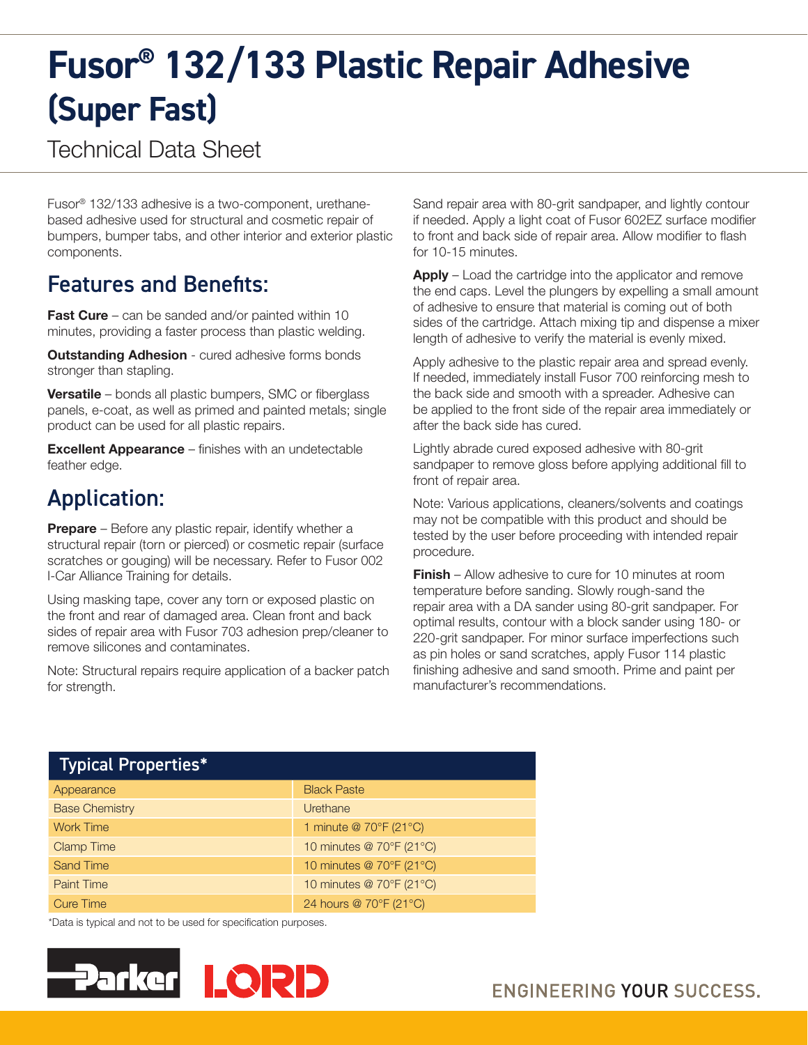# Fusor® 132/133 Plastic Repair Adhesive (Super Fast)

Technical Data Sheet

Fusor® 132/133 adhesive is a two-component, urethane-based adhesive used for structural and cosmetic repair of bumpers, bumper tabs, and other interior and exterior plastic components.

## Features and Benefits:

**Fast Cure** – can be sanded and/or painted within 10 minutes, providing a faster process than plastic welding.

**Outstanding Adhesion** - cured adhesive forms bonds stronger than stapling.

**Versatile** – bonds all plastic bumpers, SMC or fiberglass panels, e-coat, as well as primed and painted metals; single product can be used for all plastic repairs.

**Excellent Appearance** – finishes with an undetectable feather edge.

## Application:

**Prepare** – Before any plastic repair, identify whether a structural repair (torn or pierced) or cosmetic repair (surface scratches or gouging) will be necessary. Refer to Fusor 002 I-Car Alliance Training for details.

Using masking tape, cover any torn or exposed plastic on the front and rear of damaged area. Clean front and back sides of repair area with Fusor 703 adhesion prep/cleaner to remove silicones and contaminates.

Note: Structural repairs require application of a backer patch for strength.

Sand repair area with 80-grit sandpaper, and lightly contour if needed. Apply a light coat of Fusor 602EZ surface modifier to front and back side of repair area. Allow modifier to flash for 10-15 minutes.

**Apply** – Load the cartridge into the applicator and remove the end caps. Level the plungers by expelling a small amount of adhesive to ensure that material is coming out of both sides of the cartridge. Attach mixing tip and dispense a mixer length of adhesive to verify the material is evenly mixed.

Apply adhesive to the plastic repair area and spread evenly. If needed, immediately install Fusor 700 reinforcing mesh to the back side and smooth with a spreader. Adhesive can be applied to the front side of the repair area immediately or after the back side has cured.

Lightly abrade cured exposed adhesive with 80-grit sandpaper to remove gloss before applying additional fill to front of repair area.

Note: Various applications, cleaners/solvents and coatings may not be compatible with this product and should be tested by the user before proceeding with intended repair procedure.

**Finish** – Allow adhesive to cure for 10 minutes at room temperature before sanding. Slowly rough-sand the repair area with a DA sander using 80-grit sandpaper. For optimal results, contour with a block sander using 180- or 220-grit sandpaper. For minor surface imperfections such as pin holes or sand scratches, apply Fusor 114 plastic finishing adhesive and sand smooth. Prime and paint per manufacturer's recommendations.

| Typical Properties* | |
|---|---|
| Appearance | Black Paste |
| Base Chemistry | Urethane |
| Work Time | 1 minute @ 70°F (21°C) |
| Clamp Time | 10 minutes @ 70°F (21°C) |
| Sand Time | 10 minutes @ 70°F (21°C) |
| Paint Time | 10 minutes @ 70°F (21°C) |
| Cure Time | 24 hours @ 70°F (21°C) |

*Data is typical and not to be used for specification purposes.

Parker LORD

ENGINEERING YOUR SUCCESS.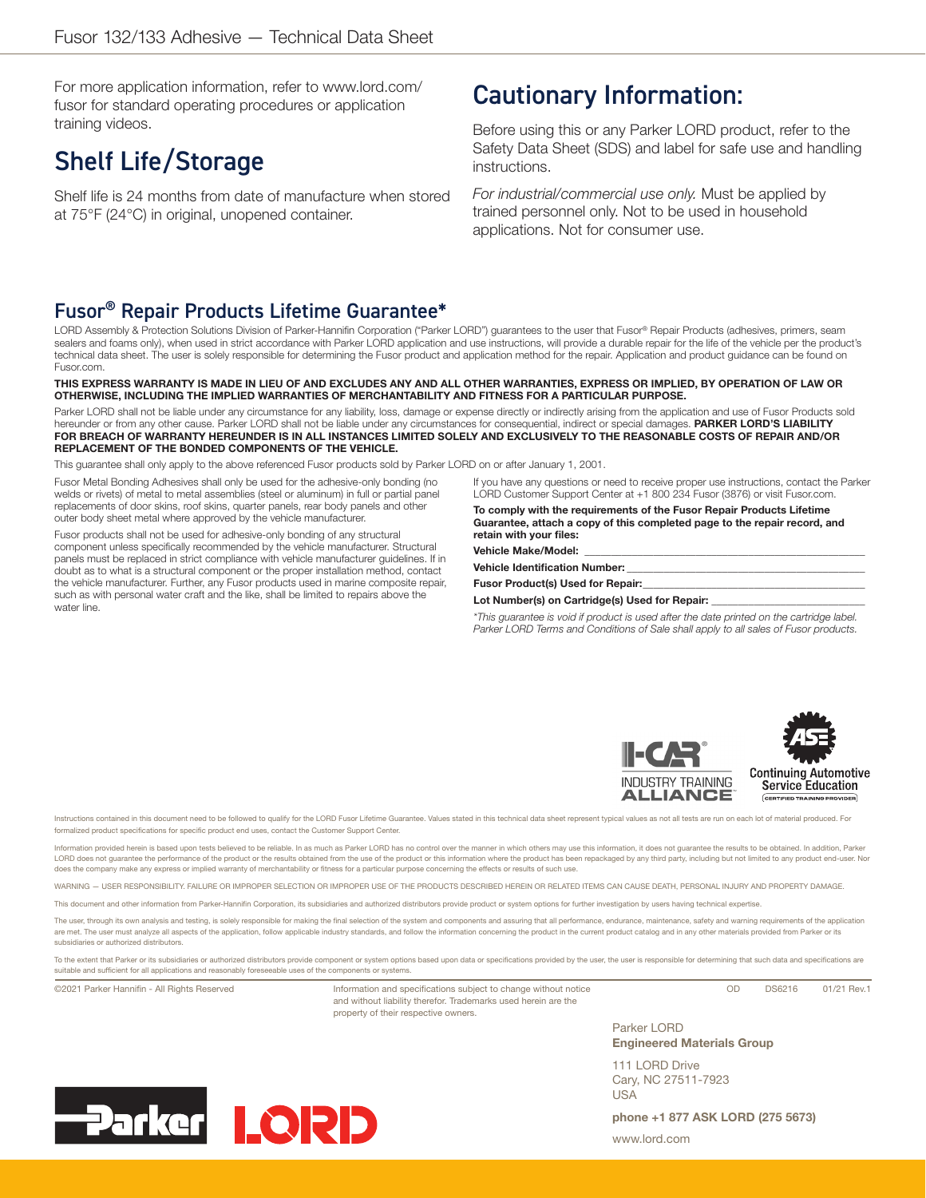For more application information, refer to www.lord.com/fusor for standard operating procedures or application training videos.

## Shelf Life/Storage

Shelf life is 24 months from date of manufacture when stored at 75°F (24°C) in original, unopened container.

## Cautionary Information:

Before using this or any Parker LORD product, refer to the Safety Data Sheet (SDS) and label for safe use and handling instructions.

*For industrial/commercial use only.* Must be applied by trained personnel only. Not to be used in household applications. Not for consumer use.

## Fusor® Repair Products Lifetime Guarantee*

LORD Assembly & Protection Solutions Division of Parker-Hannifin Corporation ("Parker LORD") guarantees to the user that Fusor® Repair Products (adhesives, primers, seam sealers and foams only), when used in strict accordance with Parker LORD application and use instructions, will provide a durable repair for the life of the vehicle per the product's technical data sheet. The user is solely responsible for determining the Fusor product and application method for the repair. Application and product guidance can be found on Fusor.com.

**THIS EXPRESS WARRANTY IS MADE IN LIEU OF AND EXCLUDES ANY AND ALL OTHER WARRANTIES, EXPRESS OR IMPLIED, BY OPERATION OF LAW OR OTHERWISE, INCLUDING THE IMPLIED WARRANTIES OF MERCHANTABILITY AND FITNESS FOR A PARTICULAR PURPOSE.**

Parker LORD shall not be liable under any circumstance for any liability, loss, damage or expense directly or indirectly arising from the application and use of Fusor Products sold hereunder or from any other cause. Parker LORD shall not be liable under any circumstances for consequential, indirect or special damages. **PARKER LORD'S LIABILITY FOR BREACH OF WARRANTY HEREUNDER IS IN ALL INSTANCES LIMITED SOLELY AND EXCLUSIVELY TO THE REASONABLE COSTS OF REPAIR AND/OR REPLACEMENT OF THE BONDED COMPONENTS OF THE VEHICLE.**

This guarantee shall only apply to the above referenced Fusor products sold by Parker LORD on or after January 1, 2001.

Fusor Metal Bonding Adhesives shall only be used for the adhesive-only bonding (no welds or rivets) of metal to metal assemblies (steel or aluminum) in full or partial panel replacements of door skins, roof skins, quarter panels, rear body panels and other outer body sheet metal where approved by the vehicle manufacturer.

Fusor products shall not be used for adhesive-only bonding of any structural component unless specifically recommended by the vehicle manufacturer. Structural panels must be replaced in strict compliance with vehicle manufacturer guidelines. If in doubt as to what is a structural component or the proper installation method, contact the vehicle manufacturer. Further, any Fusor products used in marine composite repair, such as with personal water craft and the like, shall be limited to repairs above the water line.

If you have any questions or need to receive proper use instructions, contact the Parker LORD Customer Support Center at +1 800 234 Fusor (3876) or visit Fusor.com.

**To comply with the requirements of the Fusor Repair Products Lifetime Guarantee, attach a copy of this completed page to the repair record, and retain with your files:**

**Vehicle Make/Model:** ______________________________

**Vehicle Identification Number:** ______________________________

**Fusor Product(s) Used for Repair:** ______________________________

**Lot Number(s) on Cartridge(s) Used for Repair:** ______________________________

*\*This guarantee is void if product is used after the date printed on the cartridge label. Parker LORD Terms and Conditions of Sale shall apply to all sales of Fusor products.*

I-CAR® INDUSTRY TRAINING ALLIANCE™

ASE Continuing Automotive Service Education CERTIFIED TRAINING PROVIDER

Instructions contained in this document need to be followed to qualify for the LORD Fusor Lifetime Guarantee. Values stated in this technical data sheet represent typical values as not all tests are run on each lot of material produced. For formalized product specifications for specific product end uses, contact the Customer Support Center.

Information provided herein is based upon tests believed to be reliable. In as much as Parker LORD has no control over the manner in which others may use this information, it does not guarantee the results to be obtained. In addition, Parker LORD does not guarantee the performance of the product or the results obtained from the use of the product or this information where the product has been repackaged by any third party, including but not limited to any product end-user. Nor does the company make any express or implied warranty of merchantability or fitness for a particular purpose concerning the effects or results of such use.

WARNING — USER RESPONSIBILITY. FAILURE OR IMPROPER SELECTION OR IMPROPER USE OF THE PRODUCTS DESCRIBED HEREIN OR RELATED ITEMS CAN CAUSE DEATH, PERSONAL INJURY AND PROPERTY DAMAGE.

This document and other information from Parker-Hannifin Corporation, its subsidiaries and authorized distributors provide product or system options for further investigation by users having technical expertise.

The user, through its own analysis and testing, is solely responsible for making the final selection of the system and components and assuring that all performance, endurance, maintenance, safety and warning requirements of the application are met. The user must analyze all aspects of the application, follow applicable industry standards, and follow the information concerning the product in the current product catalog and in any other materials provided from Parker or its subsidiaries or authorized distributors.

To the extent that Parker or its subsidiaries or authorized distributors provide component or system options based upon data or specifications provided by the user, the user is responsible for determining that such data and specifications are suitable and sufficient for all applications and reasonably foreseeable uses of the components or systems.

©2021 Parker Hannifin - All Rights Reserved

Information and specifications subject to change without notice and without liability therefor. Trademarks used herein are the property of their respective owners.

OD DS6216 01/21 Rev.1

Parker LORD
**Engineered Materials Group**

111 LORD Drive
Cary, NC 27511-7923
USA

**phone +1 877 ASK LORD (275 5673)**

www.lord.com